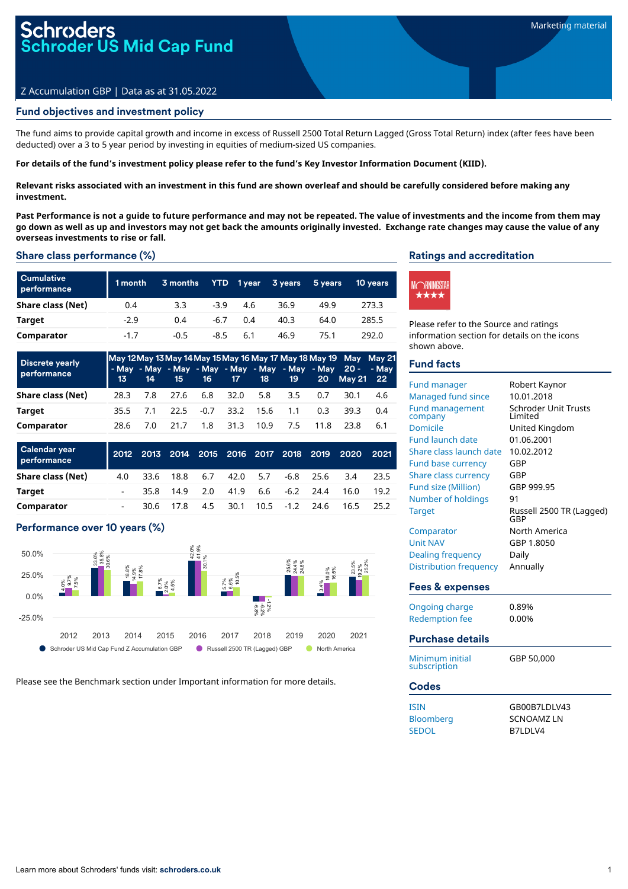# Schroders
# Schroder US Mid Cap Fund

Marketing material

Z Accumulation GBP | Data as at 31.05.2022

## Fund objectives and investment policy

The fund aims to provide capital growth and income in excess of Russell 2500 Total Return Lagged (Gross Total Return) index (after fees have been deducted) over a 3 to 5 year period by investing in equities of medium-sized US companies.

**For details of the fund's investment policy please refer to the fund's Key Investor Information Document (KIID).**

**Relevant risks associated with an investment in this fund are shown overleaf and should be carefully considered before making any investment.**

**Past Performance is not a guide to future performance and may not be repeated. The value of investments and the income from them may go down as well as up and investors may not get back the amounts originally invested. Exchange rate changes may cause the value of any overseas investments to rise or fall.**

## Share class performance (%)

| Cumulative performance | 1 month | 3 months | YTD | 1 year | 3 years | 5 years | 10 years |
|---|---|---|---|---|---|---|---|
| Share class (Net) | 0.4 | 3.3 | -3.9 | 4.6 | 36.9 | 49.9 | 273.3 |
| Target | -2.9 | 0.4 | -6.7 | 0.4 | 40.3 | 64.0 | 285.5 |
| Comparator | -1.7 | -0.5 | -8.5 | 6.1 | 46.9 | 75.1 | 292.0 |

| Discrete yearly performance | May 12 - May 13 | May 13 - May 14 | May 14 - May 15 | May 15 - May 16 | May 16 - May 17 | May 17 - May 18 | May 18 - May 19 | May 19 - May 20 | May 20 - May 21 | May 21 - May 22 |
|---|---|---|---|---|---|---|---|---|---|---|
| Share class (Net) | 28.3 | 7.8 | 27.6 | 6.8 | 32.0 | 5.8 | 3.5 | 0.7 | 30.1 | 4.6 |
| Target | 35.5 | 7.1 | 22.5 | -0.7 | 33.2 | 15.6 | 1.1 | 0.3 | 39.3 | 0.4 |
| Comparator | 28.6 | 7.0 | 21.7 | 1.8 | 31.3 | 10.9 | 7.5 | 11.8 | 23.8 | 6.1 |

| Calendar year performance | 2012 | 2013 | 2014 | 2015 | 2016 | 2017 | 2018 | 2019 | 2020 | 2021 |
|---|---|---|---|---|---|---|---|---|---|---|
| Share class (Net) | 4.0 | 33.6 | 18.8 | 6.7 | 42.0 | 5.7 | -6.8 | 25.6 | 3.4 | 23.5 |
| Target | - | 35.8 | 14.9 | 2.0 | 41.9 | 6.6 | -6.2 | 24.4 | 16.0 | 19.2 |
| Comparator | - | 30.6 | 17.8 | 4.5 | 30.1 | 10.5 | -1.2 | 24.6 | 16.5 | 25.2 |

## Performance over 10 years (%)

| Year | Schroder US Mid Cap Fund Z Accumulation GBP | Russell 2500 TR (Lagged) GBP | North America |
|---|---|---|---|
| 2012 | 4.0% | 9.7% | 7.5% |
| 2013 | 33.6% | 35.8% | 30.6% |
| 2014 | 18.8% | 14.9% | 17.8% |
| 2015 | 6.7% | 2.0% | 4.5% |
| 2016 | 42.0% | 41.9% | 30.1% |
| 2017 | 5.7% | 6.6% | 10.5% |
| 2018 | -6.8% | -6.2% | -1.2% |
| 2019 | 25.6% | 24.4% | 24.6% |
| 2020 | 3.4% | 16.0% | 16.5% |
| 2021 | 23.5% | 19.2% | 25.2% |

Please see the Benchmark section under Important information for more details.

## Ratings and accreditation

MORNINGSTAR ★★★★

Please refer to the Source and ratings information section for details on the icons shown above.

## Fund facts

| | |
|---|---|
| Fund manager | Robert Kaynor |
| Managed fund since | 10.01.2018 |
| Fund management company | Schroder Unit Trusts Limited |
| Domicile | United Kingdom |
| Fund launch date | 01.06.2001 |
| Share class launch date | 10.02.2012 |
| Fund base currency | GBP |
| Share class currency | GBP |
| Fund size (Million) | GBP 999.95 |
| Number of holdings | 91 |
| Target | Russell 2500 TR (Lagged) GBP |
| Comparator | North America |
| Unit NAV | GBP 1.8050 |
| Dealing frequency | Daily |
| Distribution frequency | Annually |

## Fees & expenses

| | |
|---|---|
| Ongoing charge | 0.89% |
| Redemption fee | 0.00% |

## Purchase details

| | |
|---|---|
| Minimum initial subscription | GBP 50,000 |

## Codes

| | |
|---|---|
| ISIN | GB00B7LDLV43 |
| Bloomberg | SCNOAMZ LN |
| SEDOL | B7LDLV4 |

Learn more about Schroders' funds visit: **schroders.co.uk**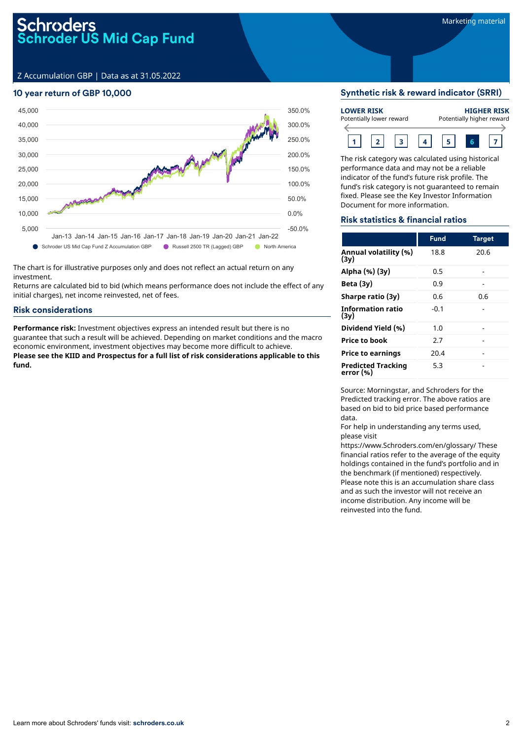# Schroders
# Schroder US Mid Cap Fund

Marketing material

Z Accumulation GBP | Data as at 31.05.2022

## 10 year return of GBP 10,000

The chart is for illustrative purposes only and does not reflect an actual return on any investment.

Returns are calculated bid to bid (which means performance does not include the effect of any initial charges), net income reinvested, net of fees.

## Risk considerations

**Performance risk:** Investment objectives express an intended result but there is no guarantee that such a result will be achieved. Depending on market conditions and the macro economic environment, investment objectives may become more difficult to achieve.

**Please see the KIID and Prospectus for a full list of risk considerations applicable to this fund.**

## Synthetic risk & reward indicator (SRRI)

**LOWER RISK** Potentially lower reward — **HIGHER RISK** Potentially higher reward

1 | 2 | 3 | 4 | 5 | **6** | 7

The risk category was calculated using historical performance data and may not be a reliable indicator of the fund's future risk profile. The fund's risk category is not guaranteed to remain fixed. Please see the Key Investor Information Document for more information.

## Risk statistics & financial ratios

| | Fund | Target |
|---|---|---|
| **Annual volatility (%) (3y)** | 18.8 | 20.6 |
| **Alpha (%) (3y)** | 0.5 | - |
| **Beta (3y)** | 0.9 | - |
| **Sharpe ratio (3y)** | 0.6 | 0.6 |
| **Information ratio (3y)** | -0.1 | - |
| **Dividend Yield (%)** | 1.0 | - |
| **Price to book** | 2.7 | - |
| **Price to earnings** | 20.4 | - |
| **Predicted Tracking error (%)** | 5.3 | - |

Source: Morningstar, and Schroders for the Predicted tracking error. The above ratios are based on bid to bid price based performance data.

For help in understanding any terms used, please visit https://www.Schroders.com/en/glossary/ These financial ratios refer to the average of the equity holdings contained in the fund's portfolio and in the benchmark (if mentioned) respectively.

Please note this is an accumulation share class and as such the investor will not receive an income distribution. Any income will be reinvested into the fund.

Learn more about Schroders' funds visit: **schroders.co.uk**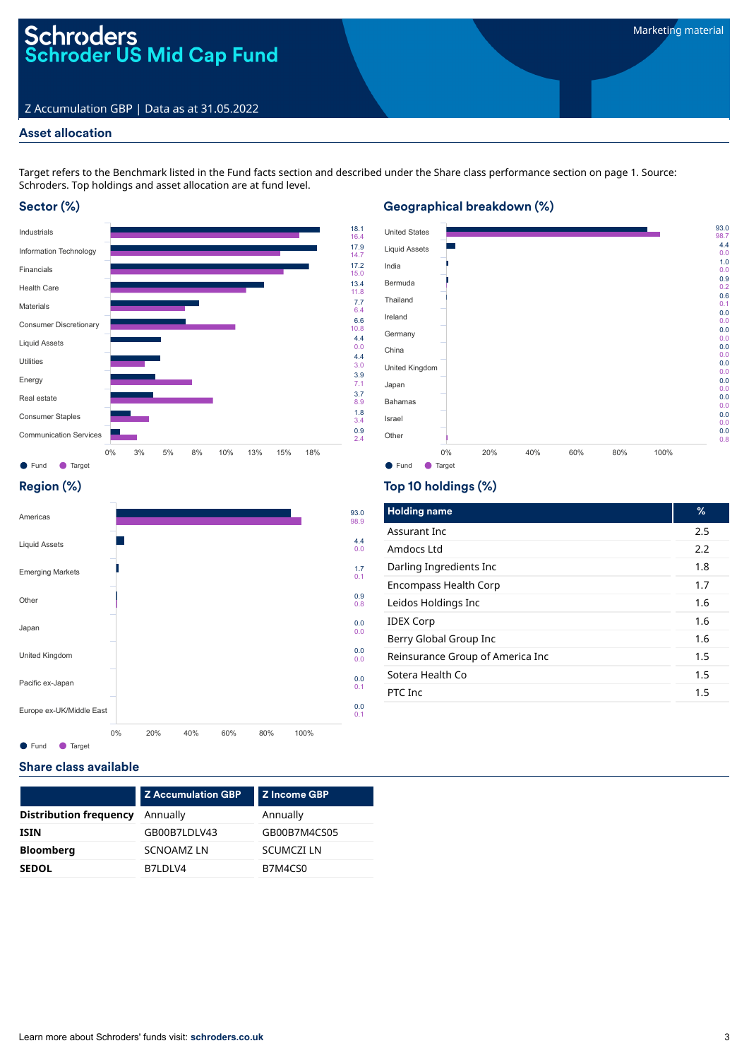# Schroders
# Schroder US Mid Cap Fund

Marketing material

Z Accumulation GBP | Data as at 31.05.2022

## Asset allocation

Target refers to the Benchmark listed in the Fund facts section and described under the Share class performance section on page 1. Source: Schroders. Top holdings and asset allocation are at fund level.

### Sector (%)

| Sector | Fund | Target |
|---|---|---|
| Industrials | 18.1 | 16.4 |
| Information Technology | 17.9 | 14.7 |
| Financials | 17.2 | 15.0 |
| Health Care | 13.4 | 11.8 |
| Materials | 7.7 | 6.4 |
| Consumer Discretionary | 6.6 | 10.8 |
| Liquid Assets | 4.4 | 0.0 |
| Utilities | 4.4 | 3.0 |
| Energy | 3.9 | 7.1 |
| Real estate | 3.7 | 8.9 |
| Consumer Staples | 1.8 | 3.4 |
| Communication Services | 0.9 | 2.4 |

### Geographical breakdown (%)

| Country | Fund | Target |
|---|---|---|
| United States | 93.0 | 98.7 |
| Liquid Assets | 4.4 | 0.0 |
| India | 1.0 | 0.0 |
| Bermuda | 0.9 | 0.2 |
| Thailand | 0.6 | 0.1 |
| Ireland | 0.0 | 0.0 |
| Germany | 0.0 | 0.0 |
| China | 0.0 | 0.0 |
| United Kingdom | 0.0 | 0.0 |
| Japan | 0.0 | 0.0 |
| Bahamas | 0.0 | 0.0 |
| Israel | 0.0 | 0.0 |
| Other | 0.0 | 0.8 |

### Region (%)

| Region | Fund | Target |
|---|---|---|
| Americas | 93.0 | 98.9 |
| Liquid Assets | 4.4 | 0.0 |
| Emerging Markets | 1.7 | 0.1 |
| Other | 0.9 | 0.8 |
| Japan | 0.0 | 0.0 |
| United Kingdom | 0.0 | 0.0 |
| Pacific ex-Japan | 0.0 | 0.1 |
| Europe ex-UK/Middle East | 0.0 | 0.1 |

### Top 10 holdings (%)

| Holding name | % |
|---|---|
| Assurant Inc | 2.5 |
| Amdocs Ltd | 2.2 |
| Darling Ingredients Inc | 1.8 |
| Encompass Health Corp | 1.7 |
| Leidos Holdings Inc | 1.6 |
| IDEX Corp | 1.6 |
| Berry Global Group Inc | 1.6 |
| Reinsurance Group of America Inc | 1.5 |
| Sotera Health Co | 1.5 |
| PTC Inc | 1.5 |

## Share class available

| | Z Accumulation GBP | Z Income GBP |
|---|---|---|
| **Distribution frequency** | Annually | Annually |
| **ISIN** | GB00B7LDLV43 | GB00B7M4CS05 |
| **Bloomberg** | SCNOAMZ LN | SCUMCZI LN |
| **SEDOL** | B7LDLV4 | B7M4CS0 |

Learn more about Schroders' funds visit: **schroders.co.uk**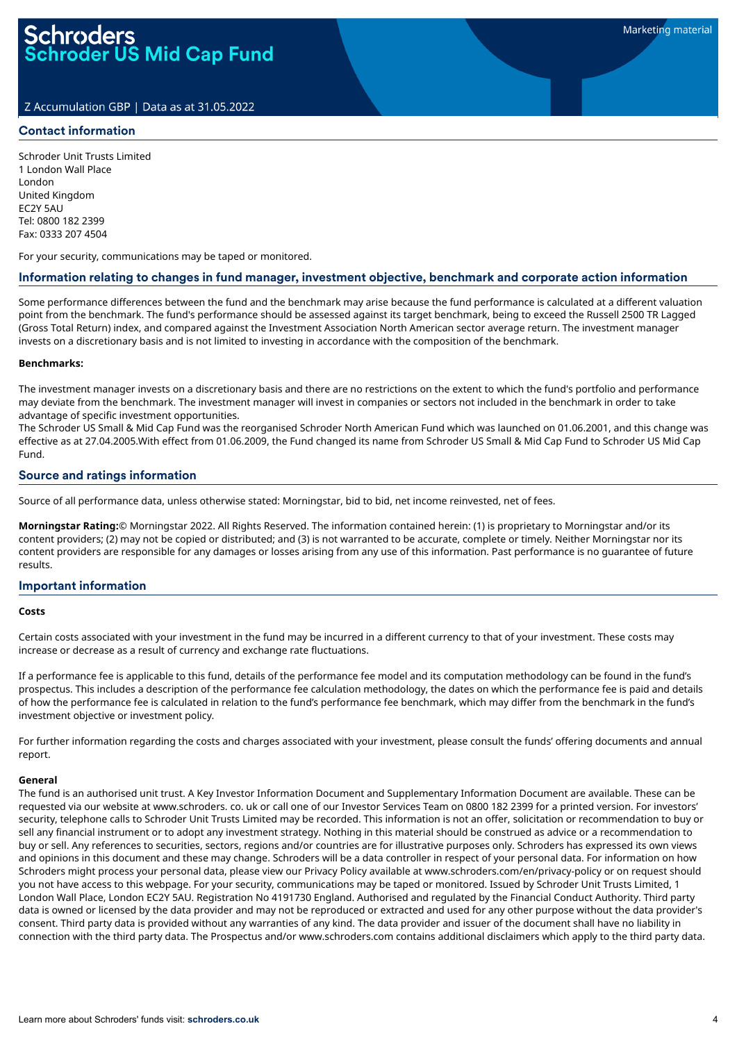# Schroders
## Schroder US Mid Cap Fund

Marketing material

Z Accumulation GBP | Data as at 31.05.2022

## Contact information

Schroder Unit Trusts Limited
1 London Wall Place
London
United Kingdom
EC2Y 5AU
Tel: 0800 182 2399
Fax: 0333 207 4504

For your security, communications may be taped or monitored.

## Information relating to changes in fund manager, investment objective, benchmark and corporate action information

Some performance differences between the fund and the benchmark may arise because the fund performance is calculated at a different valuation point from the benchmark. The fund's performance should be assessed against its target benchmark, being to exceed the Russell 2500 TR Lagged (Gross Total Return) index, and compared against the Investment Association North American sector average return. The investment manager invests on a discretionary basis and is not limited to investing in accordance with the composition of the benchmark.

**Benchmarks:**

The investment manager invests on a discretionary basis and there are no restrictions on the extent to which the fund's portfolio and performance may deviate from the benchmark. The investment manager will invest in companies or sectors not included in the benchmark in order to take advantage of specific investment opportunities.
The Schroder US Small & Mid Cap Fund was the reorganised Schroder North American Fund which was launched on 01.06.2001, and this change was effective as at 27.04.2005.With effect from 01.06.2009, the Fund changed its name from Schroder US Small & Mid Cap Fund to Schroder US Mid Cap Fund.

## Source and ratings information

Source of all performance data, unless otherwise stated: Morningstar, bid to bid, net income reinvested, net of fees.

**Morningstar Rating:**© Morningstar 2022. All Rights Reserved. The information contained herein: (1) is proprietary to Morningstar and/or its content providers; (2) may not be copied or distributed; and (3) is not warranted to be accurate, complete or timely. Neither Morningstar nor its content providers are responsible for any damages or losses arising from any use of this information. Past performance is no guarantee of future results.

## Important information

**Costs**

Certain costs associated with your investment in the fund may be incurred in a different currency to that of your investment. These costs may increase or decrease as a result of currency and exchange rate fluctuations.

If a performance fee is applicable to this fund, details of the performance fee model and its computation methodology can be found in the fund's prospectus. This includes a description of the performance fee calculation methodology, the dates on which the performance fee is paid and details of how the performance fee is calculated in relation to the fund's performance fee benchmark, which may differ from the benchmark in the fund's investment objective or investment policy.

For further information regarding the costs and charges associated with your investment, please consult the funds' offering documents and annual report.

**General**

The fund is an authorised unit trust. A Key Investor Information Document and Supplementary Information Document are available. These can be requested via our website at www.schroders. co. uk or call one of our Investor Services Team on 0800 182 2399 for a printed version. For investors' security, telephone calls to Schroder Unit Trusts Limited may be recorded. This information is not an offer, solicitation or recommendation to buy or sell any financial instrument or to adopt any investment strategy. Nothing in this material should be construed as advice or a recommendation to buy or sell. Any references to securities, sectors, regions and/or countries are for illustrative purposes only. Schroders has expressed its own views and opinions in this document and these may change. Schroders will be a data controller in respect of your personal data. For information on how Schroders might process your personal data, please view our Privacy Policy available at www.schroders.com/en/privacy-policy or on request should you not have access to this webpage. For your security, communications may be taped or monitored. Issued by Schroder Unit Trusts Limited, 1 London Wall Place, London EC2Y 5AU. Registration No 4191730 England. Authorised and regulated by the Financial Conduct Authority. Third party data is owned or licensed by the data provider and may not be reproduced or extracted and used for any other purpose without the data provider's consent. Third party data is provided without any warranties of any kind. The data provider and issuer of the document shall have no liability in connection with the third party data. The Prospectus and/or www.schroders.com contains additional disclaimers which apply to the third party data.

Learn more about Schroders' funds visit: **schroders.co.uk**